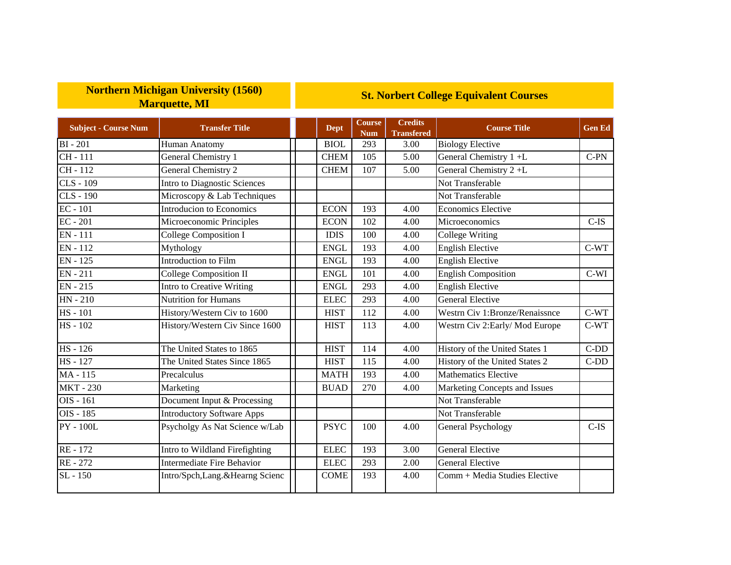| Northern Michigan University (1560) Marquette, MI | | St. Northert College Equivalent Courses | | | | |
|---|---|---|---|---|---|---|
| **Subject - Course Num** | **Transfer Title** | **Dept** | **Course Num** | **Credits Transfered** | **Course Title** | **Gen Ed** |
| BI - 201 | Human Anatomy | BIOL | 293 | 3.00 | Biology Elective | |
| CH - 111 | General Chemistry 1 | CHEM | 105 | 5.00 | General Chemistry 1 +L | C-PN |
| CH - 112 | General Chemistry 2 | CHEM | 107 | 5.00 | General Chemistry 2 +L | |
| CLS - 109 | Intro to Diagnostic Sciences | | | | Not Transferable | |
| CLS - 190 | Microscopy & Lab Techniques | | | | Not Transferable | |
| EC - 101 | Introducion to Economics | ECON | 193 | 4.00 | Economics Elective | |
| EC - 201 | Microeconomic Principles | ECON | 102 | 4.00 | Microeconomics | C-IS |
| EN - 111 | College Composition I | IDIS | 100 | 4.00 | College Writing | |
| EN - 112 | Mythology | ENGL | 193 | 4.00 | English Elective | C-WT |
| EN - 125 | Introduction to Film | ENGL | 193 | 4.00 | English Elective | |
| EN - 211 | College Composition II | ENGL | 101 | 4.00 | English Composition | C-WI |
| EN - 215 | Intro to Creative Writing | ENGL | 293 | 4.00 | English Elective | |
| HN - 210 | Nutrition for Humans | ELEC | 293 | 4.00 | General Elective | |
| HS - 101 | History/Western Civ to 1600 | HIST | 112 | 4.00 | Westrn Civ 1:Bronze/Renaissnce | C-WT |
| HS - 102 | History/Western Civ Since 1600 | HIST | 113 | 4.00 | Westrn Civ 2:Early/ Mod Europe | C-WT |
| HS - 126 | The United States to 1865 | HIST | 114 | 4.00 | History of the United States 1 | C-DD |
| HS - 127 | The United States Since 1865 | HIST | 115 | 4.00 | History of the United States 2 | C-DD |
| MA - 115 | Precalculus | MATH | 193 | 4.00 | Mathematics Elective | |
| MKT - 230 | Marketing | BUAD | 270 | 4.00 | Marketing Concepts and Issues | |
| OIS - 161 | Document Input & Processing | | | | Not Transferable | |
| OIS - 185 | Introductory Software Apps | | | | Not Transferable | |
| PY - 100L | Psycholgy As Nat Science w/Lab | PSYC | 100 | 4.00 | General Psychology | C-IS |
| RE - 172 | Intro to Wildland Firefighting | ELEC | 193 | 3.00 | General Elective | |
| RE - 272 | Intermediate Fire Behavior | ELEC | 293 | 2.00 | General Elective | |
| SL - 150 | Intro/Spch,Lang.&Hearng Scienc | COME | 193 | 4.00 | Comm + Media Studies Elective | |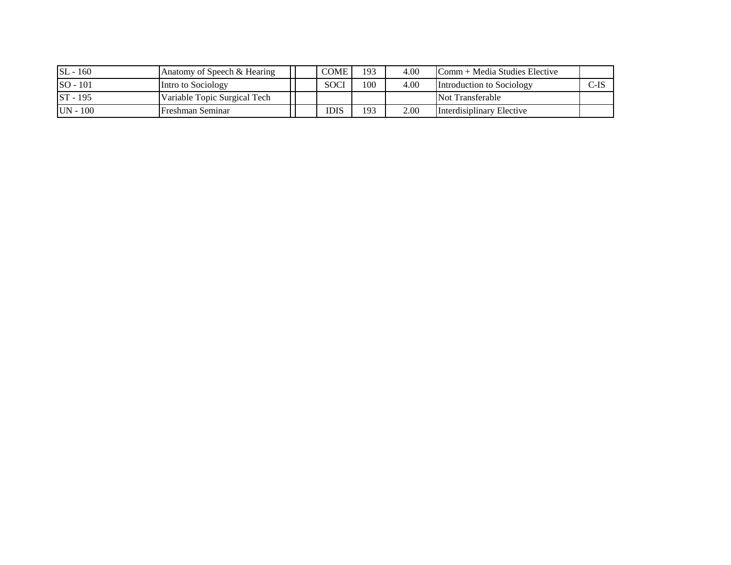| | | | | | | | | |
|---|---|---|---|---|---|---|---|---|
| SL - 160 | Anatomy of Speech & Hearing | | | COME | 193 | 4.00 | Comm + Media Studies Elective | |
| SO - 101 | Intro to Sociology | | | SOCI | 100 | 4.00 | Introduction to Sociology | C-IS |
| ST - 195 | Variable Topic Surgical Tech | | | | | | Not Transferable | |
| UN - 100 | Freshman Seminar | | | IDIS | 193 | 2.00 | Interdisiplinary Elective | |